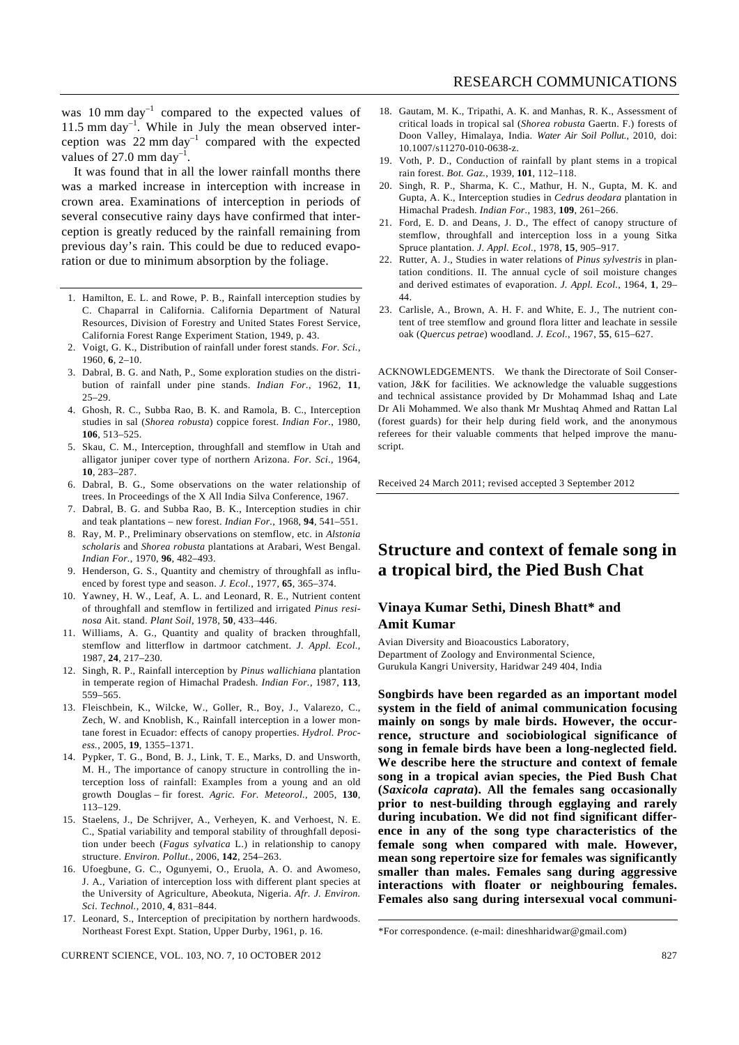was 10 mm day$^{-1}$ compared to the expected values of 11.5 mm day$^{-1}$. While in July the mean observed interception was 22 mm day$^{-1}$ compared with the expected values of 27.0 mm day$^{-1}$.

It was found that in all the lower rainfall months there was a marked increase in interception with increase in crown area. Examinations of interception in periods of several consecutive rainy days have confirmed that interception is greatly reduced by the rainfall remaining from previous day's rain. This could be due to reduced evaporation or due to minimum absorption by the foliage.

1. Hamilton, E. L. and Rowe, P. B., Rainfall interception studies by C. Chaparral in California. California Department of Natural Resources, Division of Forestry and United States Forest Service, California Forest Range Experiment Station, 1949, p. 43.
2. Voigt, G. K., Distribution of rainfall under forest stands. *For. Sci.*, 1960, **6**, 2–10.
3. Dabral, B. G. and Nath, P., Some exploration studies on the distribution of rainfall under pine stands. *Indian For.*, 1962, **11**, 25–29.
4. Ghosh, R. C., Subba Rao, B. K. and Ramola, B. C., Interception studies in sal (*Shorea robusta*) coppice forest. *Indian For.*, 1980, **106**, 513–525.
5. Skau, C. M., Interception, throughfall and stemflow in Utah and alligator juniper cover type of northern Arizona. *For. Sci.*, 1964, **10**, 283–287.
6. Dabral, B. G., Some observations on the water relationship of trees. In Proceedings of the X All India Silva Conference, 1967.
7. Dabral, B. G. and Subba Rao, B. K., Interception studies in chir and teak plantations – new forest. *Indian For.*, 1968, **94**, 541–551.
8. Ray, M. P., Preliminary observations on stemflow, etc. in *Alstonia scholaris* and *Shorea robusta* plantations at Arabari, West Bengal. *Indian For.*, 1970, **96**, 482–493.
9. Henderson, G. S., Quantity and chemistry of throughfall as influenced by forest type and season. *J. Ecol.*, 1977, **65**, 365–374.
10. Yawney, H. W., Leaf, A. L. and Leonard, R. E., Nutrient content of throughfall and stemflow in fertilized and irrigated *Pinus resinosa* Ait. stand. *Plant Soil*, 1978, **50**, 433–446.
11. Williams, A. G., Quantity and quality of bracken throughfall, stemflow and litterflow in dartmoor catchment. *J. Appl. Ecol.*, 1987, **24**, 217–230.
12. Singh, R. P., Rainfall interception by *Pinus wallichiana* plantation in temperate region of Himachal Pradesh. *Indian For.*, 1987, **113**, 559–565.
13. Fleischbein, K., Wilcke, W., Goller, R., Boy, J., Valarezo, C., Zech, W. and Knoblish, K., Rainfall interception in a lower montane forest in Ecuador: effects of canopy properties. *Hydrol. Process.*, 2005, **19**, 1355–1371.
14. Pypker, T. G., Bond, B. J., Link, T. E., Marks, D. and Unsworth, M. H., The importance of canopy structure in controlling the interception loss of rainfall: Examples from a young and an old growth Douglas – fir forest. *Agric. For. Meteorol.*, 2005, **130**, 113–129.
15. Staelens, J., De Schrijver, A., Verheyen, K. and Verhoest, N. E. C., Spatial variability and temporal stability of throughfall deposition under beech (*Fagus sylvatica* L.) in relationship to canopy structure. *Environ. Pollut.*, 2006, **142**, 254–263.
16. Ufoegbune, G. C., Ogunyemi, O., Eruola, A. O. and Awomeso, J. A., Variation of interception loss with different plant species at the University of Agriculture, Abeokuta, Nigeria. *Afr. J. Environ. Sci. Technol.*, 2010, **4**, 831–844.
17. Leonard, S., Interception of precipitation by northern hardwoods. Northeast Forest Expt. Station, Upper Durby, 1961, p. 16.
18. Gautam, M. K., Tripathi, A. K. and Manhas, R. K., Assessment of critical loads in tropical sal (*Shorea robusta* Gaertn. F.) forests of Doon Valley, Himalaya, India. *Water Air Soil Pollut.*, 2010, doi: 10.1007/s11270-010-0638-z.
19. Voth, P. D., Conduction of rainfall by plant stems in a tropical rain forest. *Bot. Gaz.*, 1939, **101**, 112–118.
20. Singh, R. P., Sharma, K. C., Mathur, H. N., Gupta, M. K. and Gupta, A. K., Interception studies in *Cedrus deodara* plantation in Himachal Pradesh. *Indian For.*, 1983, **109**, 261–266.
21. Ford, E. D. and Deans, J. D., The effect of canopy structure of stemflow, throughfall and interception loss in a young Sitka Spruce plantation. *J. Appl. Ecol.*, 1978, **15**, 905–917.
22. Rutter, A. J., Studies in water relations of *Pinus sylvestris* in plantation conditions. II. The annual cycle of soil moisture changes and derived estimates of evaporation. *J. Appl. Ecol.*, 1964, **1**, 29–44.
23. Carlisle, A., Brown, A. H. F. and White, E. J., The nutrient content of tree stemflow and ground flora litter and leachate in sessile oak (*Quercus petrae*) woodland. *J. Ecol.*, 1967, **55**, 615–627.

ACKNOWLEDGEMENTS. We thank the Directorate of Soil Conservation, J&K for facilities. We acknowledge the valuable suggestions and technical assistance provided by Dr Mohammad Ishaq and Late Dr Ali Mohammed. We also thank Mr Mushtaq Ahmed and Rattan Lal (forest guards) for their help during field work, and the anonymous referees for their valuable comments that helped improve the manuscript.

Received 24 March 2011; revised accepted 3 September 2012

# Structure and context of female song in a tropical bird, the Pied Bush Chat

## Vinaya Kumar Sethi, Dinesh Bhatt* and Amit Kumar

Avian Diversity and Bioacoustics Laboratory,
Department of Zoology and Environmental Science,
Gurukula Kangri University, Haridwar 249 404, India

**Songbirds have been regarded as an important model system in the field of animal communication focusing mainly on songs by male birds. However, the occurrence, structure and sociobiological significance of song in female birds have been a long-neglected field. We describe here the structure and context of female song in a tropical avian species, the Pied Bush Chat (*Saxicola caprata*). All the females sang occasionally prior to nest-building through egglaying and rarely during incubation. We did not find significant difference in any of the song type characteristics of the female song when compared with male. However, mean song repertoire size for females was significantly smaller than males. Females sang during aggressive interactions with floater or neighbouring females. Females also sang during intersexual vocal communi-**

\*For correspondence. (e-mail: dineshharidwar@gmail.com)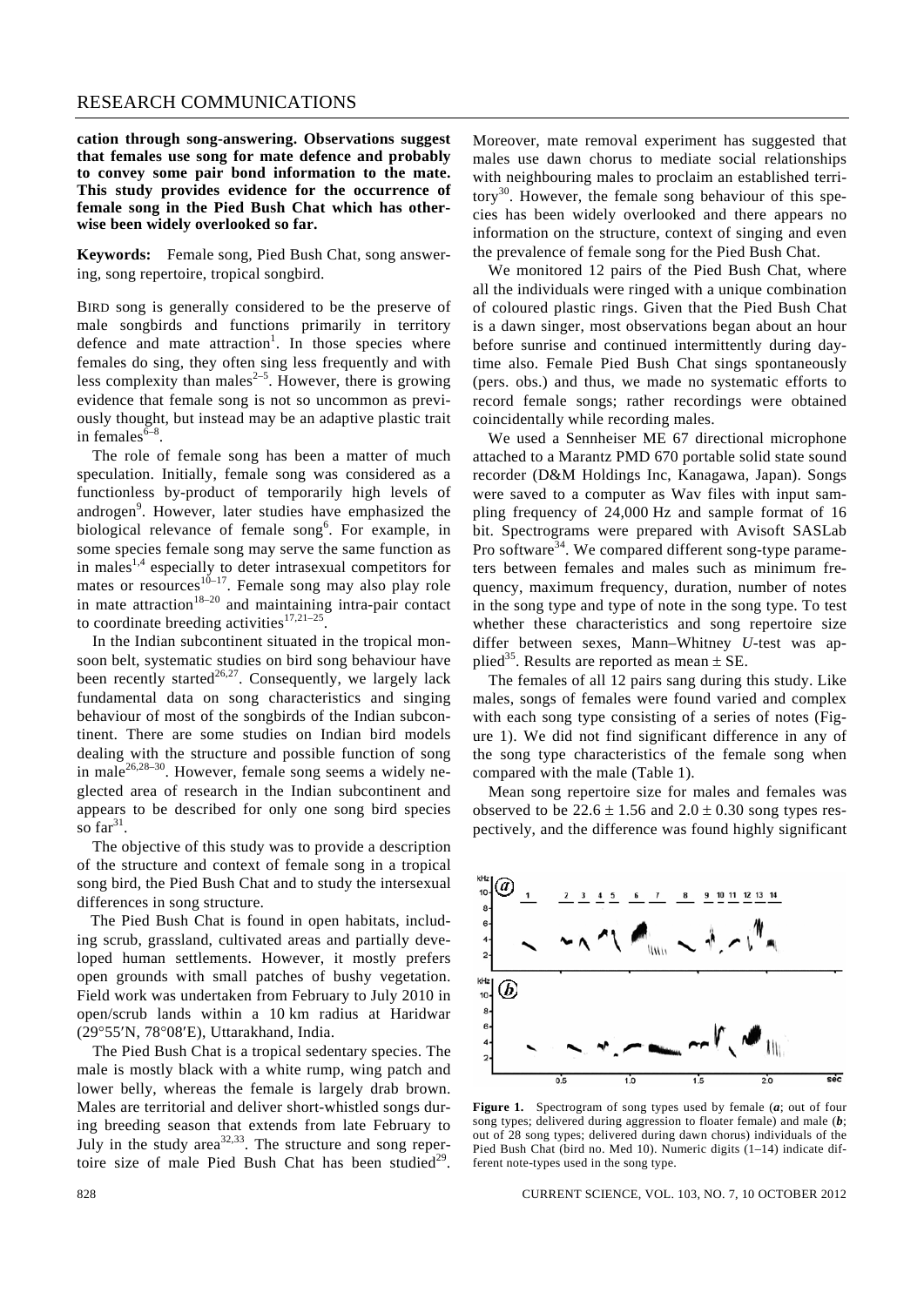**cation through song-answering. Observations suggest that females use song for mate defence and probably to convey some pair bond information to the mate. This study provides evidence for the occurrence of female song in the Pied Bush Chat which has otherwise been widely overlooked so far.**

**Keywords:** Female song, Pied Bush Chat, song answering, song repertoire, tropical songbird.

BIRD song is generally considered to be the preserve of male songbirds and functions primarily in territory defence and mate attraction[1]. In those species where females do sing, they often sing less frequently and with less complexity than males[2–5]. However, there is growing evidence that female song is not so uncommon as previously thought, but instead may be an adaptive plastic trait in females[6–8].

The role of female song has been a matter of much speculation. Initially, female song was considered as a functionless by-product of temporarily high levels of androgen[9]. However, later studies have emphasized the biological relevance of female song[6]. For example, in some species female song may serve the same function as in males[1,4] especially to deter intrasexual competitors for mates or resources[10–17]. Female song may also play role in mate attraction[18–20] and maintaining intra-pair contact to coordinate breeding activities[17,21–25].

In the Indian subcontinent situated in the tropical monsoon belt, systematic studies on bird song behaviour have been recently started[26,27]. Consequently, we largely lack fundamental data on song characteristics and singing behaviour of most of the songbirds of the Indian subcontinent. There are some studies on Indian bird models dealing with the structure and possible function of song in male[26,28–30]. However, female song seems a widely neglected area of research in the Indian subcontinent and appears to be described for only one song bird species so far[31].

The objective of this study was to provide a description of the structure and context of female song in a tropical song bird, the Pied Bush Chat and to study the intersexual differences in song structure.

The Pied Bush Chat is found in open habitats, including scrub, grassland, cultivated areas and partially developed human settlements. However, it mostly prefers open grounds with small patches of bushy vegetation. Field work was undertaken from February to July 2010 in open/scrub lands within a 10 km radius at Haridwar (29°55′N, 78°08′E), Uttarakhand, India.

The Pied Bush Chat is a tropical sedentary species. The male is mostly black with a white rump, wing patch and lower belly, whereas the female is largely drab brown. Males are territorial and deliver short-whistled songs during breeding season that extends from late February to July in the study area[32,33]. The structure and song repertoire size of male Pied Bush Chat has been studied[29]. Moreover, mate removal experiment has suggested that males use dawn chorus to mediate social relationships with neighbouring males to proclaim an established territory[30]. However, the female song behaviour of this species has been widely overlooked and there appears no information on the structure, context of singing and even the prevalence of female song for the Pied Bush Chat.

We monitored 12 pairs of the Pied Bush Chat, where all the individuals were ringed with a unique combination of coloured plastic rings. Given that the Pied Bush Chat is a dawn singer, most observations began about an hour before sunrise and continued intermittently during daytime also. Female Pied Bush Chat sings spontaneously (pers. obs.) and thus, we made no systematic efforts to record female songs; rather recordings were obtained coincidentally while recording males.

We used a Sennheiser ME 67 directional microphone attached to a Marantz PMD 670 portable solid state sound recorder (D&M Holdings Inc, Kanagawa, Japan). Songs were saved to a computer as Wav files with input sampling frequency of 24,000 Hz and sample format of 16 bit. Spectrograms were prepared with Avisoft SASLab Pro software[34]. We compared different song-type parameters between females and males such as minimum frequency, maximum frequency, duration, number of notes in the song type and type of note in the song type. To test whether these characteristics and song repertoire size differ between sexes, Mann–Whitney *U*-test was applied[35]. Results are reported as mean ± SE.

The females of all 12 pairs sang during this study. Like males, songs of females were found varied and complex with each song type consisting of a series of notes (Figure 1). We did not find significant difference in any of the song type characteristics of the female song when compared with the male (Table 1).

Mean song repertoire size for males and females was observed to be 22.6 ± 1.56 and 2.0 ± 0.30 song types respectively, and the difference was found highly significant

**Figure 1.** Spectrogram of song types used by female (***a***; out of four song types; delivered during aggression to floater female) and male (***b***; out of 28 song types; delivered during dawn chorus) individuals of the Pied Bush Chat (bird no. Med 10). Numeric digits (1–14) indicate different note-types used in the song type.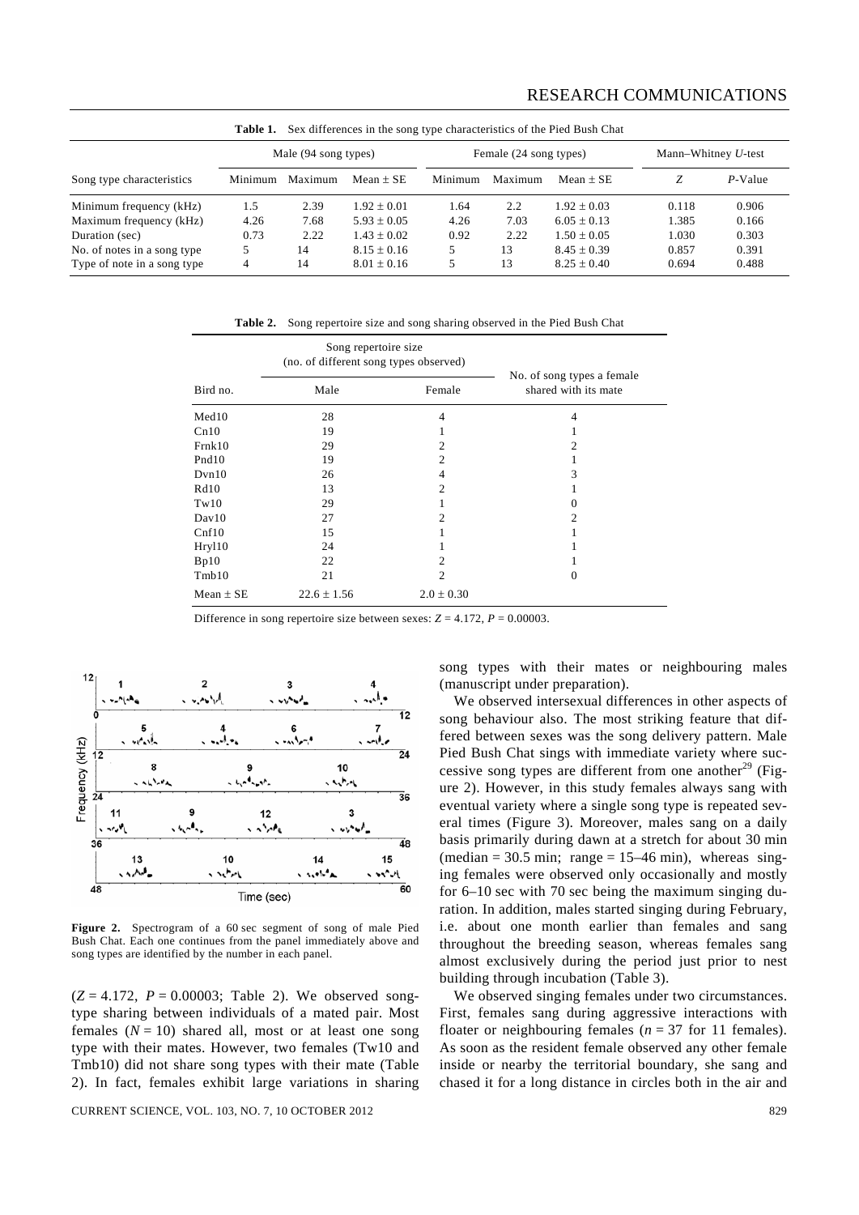**Table 1.** Sex differences in the song type characteristics of the Pied Bush Chat

| Song type characteristics | Male (94 song types) | | | Female (24 song types) | | | Mann–Whitney *U*-test | |
|---|---|---|---|---|---|---|---|---|
| | Minimum | Maximum | Mean ± SE | Minimum | Maximum | Mean ± SE | *Z* | *P*-Value |
| Minimum frequency (kHz) | 1.5 | 2.39 | 1.92 ± 0.01 | 1.64 | 2.2 | 1.92 ± 0.03 | 0.118 | 0.906 |
| Maximum frequency (kHz) | 4.26 | 7.68 | 5.93 ± 0.05 | 4.26 | 7.03 | 6.05 ± 0.13 | 1.385 | 0.166 |
| Duration (sec) | 0.73 | 2.22 | 1.43 ± 0.02 | 0.92 | 2.22 | 1.50 ± 0.05 | 1.030 | 0.303 |
| No. of notes in a song type | 5 | 14 | 8.15 ± 0.16 | 5 | 13 | 8.45 ± 0.39 | 0.857 | 0.391 |
| Type of note in a song type | 4 | 14 | 8.01 ± 0.16 | 5 | 13 | 8.25 ± 0.40 | 0.694 | 0.488 |

**Table 2.** Song repertoire size and song sharing observed in the Pied Bush Chat

| Bird no. | Song repertoire size (no. of different song types observed) | | No. of song types a female shared with its mate |
|---|---|---|---|
| | Male | Female | |
| Med10 | 28 | 4 | 4 |
| Cn10 | 19 | 1 | 1 |
| Frnk10 | 29 | 2 | 2 |
| Pnd10 | 19 | 2 | 1 |
| Dvn10 | 26 | 4 | 3 |
| Rd10 | 13 | 2 | 1 |
| Tw10 | 29 | 1 | 0 |
| Dav10 | 27 | 2 | 2 |
| Cnf10 | 15 | 1 | 1 |
| Hryl10 | 24 | 1 | 1 |
| Bp10 | 22 | 2 | 1 |
| Tmb10 | 21 | 2 | 0 |
| Mean ± SE | 22.6 ± 1.56 | 2.0 ± 0.30 | |

Difference in song repertoire size between sexes: $Z = 4.172$, $P = 0.00003$.

**Figure 2.** Spectrogram of a 60 sec segment of song of male Pied Bush Chat. Each one continues from the panel immediately above and song types are identified by the number in each panel.

($Z = 4.172$, $P = 0.00003$; Table 2). We observed song-type sharing between individuals of a mated pair. Most females ($N = 10$) shared all, most or at least one song type with their mates. However, two females (Tw10 and Tmb10) did not share song types with their mate (Table 2). In fact, females exhibit large variations in sharing song types with their mates or neighbouring males (manuscript under preparation).

We observed intersexual differences in other aspects of song behaviour also. The most striking feature that differed between sexes was the song delivery pattern. Male Pied Bush Chat sings with immediate variety where successive song types are different from one another[29] (Figure 2). However, in this study females always sang with eventual variety where a single song type is repeated several times (Figure 3). Moreover, males sang on a daily basis primarily during dawn at a stretch for about 30 min (median = 30.5 min; range = 15–46 min), whereas singing females were observed only occasionally and mostly for 6–10 sec with 70 sec being the maximum singing duration. In addition, males started singing during February, i.e. about one month earlier than females and sang throughout the breeding season, whereas females sang almost exclusively during the period just prior to nest building through incubation (Table 3).

We observed singing females under two circumstances. First, females sang during aggressive interactions with floater or neighbouring females ($n = 37$ for 11 females). As soon as the resident female observed any other female inside or nearby the territorial boundary, she sang and chased it for a long distance in circles both in the air and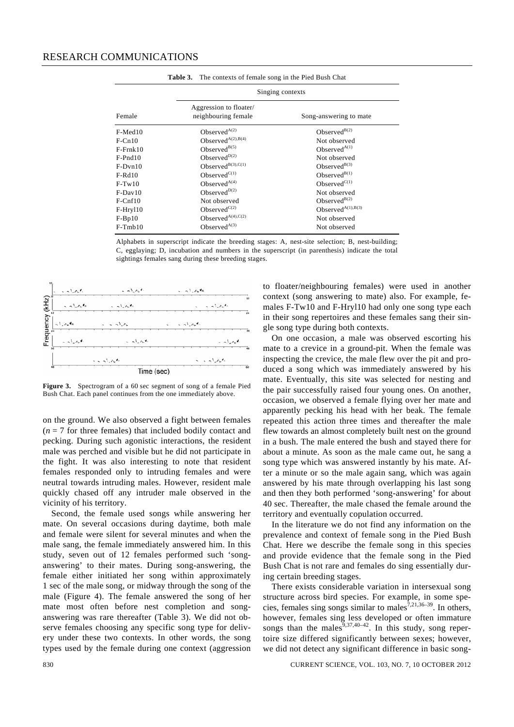**Table 3.** The contexts of female song in the Pied Bush Chat

| Female | Singing contexts | |
|---|---|---|
| | Aggression to floater/ neighbouring female | Song-answering to mate |
| F-Med10 | Observed$^{A(2)}$ | Observed$^{B(2)}$ |
| F-Cn10 | Observed$^{A(2),B(4)}$ | Not observed |
| F-Frnk10 | Observed$^{B(5)}$ | Observed$^{A(1)}$ |
| F-Pnd10 | Observed$^{D(2)}$ | Not observed |
| F-Dvn10 | Observed$^{B(3),C(1)}$ | Observed$^{B(3)}$ |
| F-Rd10 | Observed$^{C(1)}$ | Observed$^{B(1)}$ |
| F-Tw10 | Observed$^{A(4)}$ | Observed$^{C(1)}$ |
| F-Dav10 | Observed$^{D(2)}$ | Not observed |
| F-Cnf10 | Not observed | Observed$^{B(2)}$ |
| F-Hryl10 | Observed$^{C(2)}$ | Observed$^{A(1),B(3)}$ |
| F-Bp10 | Observed$^{A(4),C(2)}$ | Not observed |
| F-Tmb10 | Observed$^{A(3)}$ | Not observed |

Alphabets in superscript indicate the breeding stages: A, nest-site selection; B, nest-building; C, egglaying; D, incubation and numbers in the superscript (in parenthesis) indicate the total sightings females sang during these breeding stages.

**Figure 3.** Spectrogram of a 60 sec segment of song of a female Pied Bush Chat. Each panel continues from the one immediately above.

on the ground. We also observed a fight between females ($n = 7$ for three females) that included bodily contact and pecking. During such agonistic interactions, the resident male was perched and visible but he did not participate in the fight. It was also interesting to note that resident females responded only to intruding females and were neutral towards intruding males. However, resident male quickly chased off any intruder male observed in the vicinity of his territory.

Second, the female used songs while answering her mate. On several occasions during daytime, both male and female were silent for several minutes and when the male sang, the female immediately answered him. In this study, seven out of 12 females performed such 'song-answering' to their mates. During song-answering, the female either initiated her song within approximately 1 sec of the male song, or midway through the song of the male (Figure 4). The female answered the song of her mate most often before nest completion and song-answering was rare thereafter (Table 3). We did not observe females choosing any specific song type for delivery under these two contexts. In other words, the song types used by the female during one context (aggression to floater/neighbouring females) were used in another context (song answering to mate) also. For example, females F-Tw10 and F-Hryl10 had only one song type each in their song repertoires and these females sang their single song type during both contexts.

On one occasion, a male was observed escorting his mate to a crevice in a ground-pit. When the female was inspecting the crevice, the male flew over the pit and produced a song which was immediately answered by his mate. Eventually, this site was selected for nesting and the pair successfully raised four young ones. On another, occasion, we observed a female flying over her mate and apparently pecking his head with her beak. The female repeated this action three times and thereafter the male flew towards an almost completely built nest on the ground in a bush. The male entered the bush and stayed there for about a minute. As soon as the male came out, he sang a song type which was answered instantly by his mate. After a minute or so the male again sang, which was again answered by his mate through overlapping his last song and then they both performed 'song-answering' for about 40 sec. Thereafter, the male chased the female around the territory and eventually copulation occurred.

In the literature we do not find any information on the prevalence and context of female song in the Pied Bush Chat. Here we describe the female song in this species and provide evidence that the female song in the Pied Bush Chat is not rare and females do sing essentially during certain breeding stages.

There exists considerable variation in intersexual song structure across bird species. For example, in some species, females sing songs similar to males[7,21,36–39]. In others, however, females sing less developed or often immature songs than the males[9,37,40–42]. In this study, song repertoire size differed significantly between sexes; however, we did not detect any significant difference in basic song-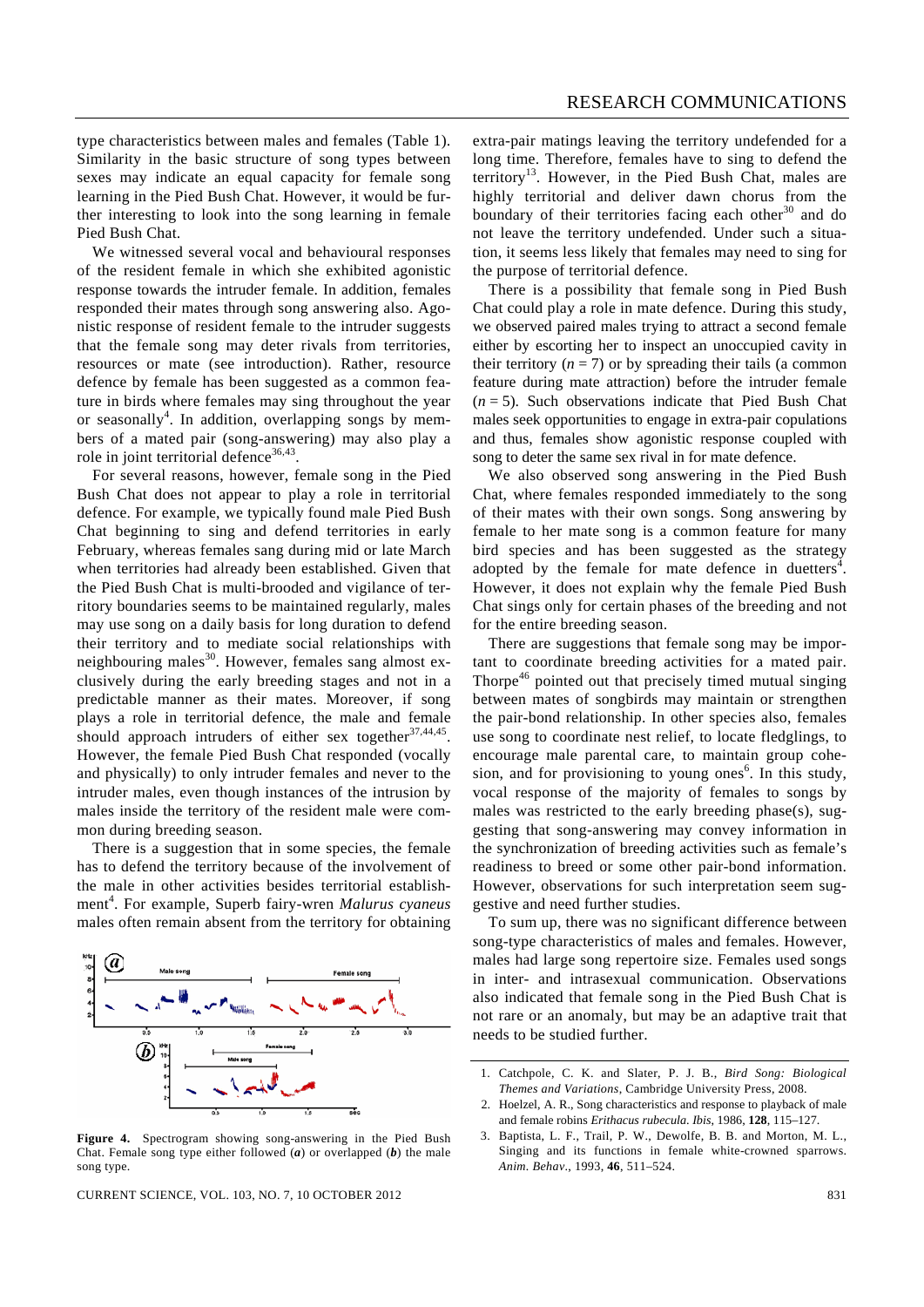type characteristics between males and females (Table 1). Similarity in the basic structure of song types between sexes may indicate an equal capacity for female song learning in the Pied Bush Chat. However, it would be further interesting to look into the song learning in female Pied Bush Chat.

We witnessed several vocal and behavioural responses of the resident female in which she exhibited agonistic response towards the intruder female. In addition, females responded their mates through song answering also. Agonistic response of resident female to the intruder suggests that the female song may deter rivals from territories, resources or mate (see introduction). Rather, resource defence by female has been suggested as a common feature in birds where females may sing throughout the year or seasonally[4]. In addition, overlapping songs by members of a mated pair (song-answering) may also play a role in joint territorial defence[36,43].

For several reasons, however, female song in the Pied Bush Chat does not appear to play a role in territorial defence. For example, we typically found male Pied Bush Chat beginning to sing and defend territories in early February, whereas females sang during mid or late March when territories had already been established. Given that the Pied Bush Chat is multi-brooded and vigilance of territory boundaries seems to be maintained regularly, males may use song on a daily basis for long duration to defend their territory and to mediate social relationships with neighbouring males[30]. However, females sang almost exclusively during the early breeding stages and not in a predictable manner as their mates. Moreover, if song plays a role in territorial defence, the male and female should approach intruders of either sex together[37,44,45]. However, the female Pied Bush Chat responded (vocally and physically) to only intruder females and never to the intruder males, even though instances of the intrusion by males inside the territory of the resident male were common during breeding season.

There is a suggestion that in some species, the female has to defend the territory because of the involvement of the male in other activities besides territorial establishment[4]. For example, Superb fairy-wren *Malurus cyaneus* males often remain absent from the territory for obtaining extra-pair matings leaving the territory undefended for a long time. Therefore, females have to sing to defend the territory[13]. However, in the Pied Bush Chat, males are highly territorial and deliver dawn chorus from the boundary of their territories facing each other[30] and do not leave the territory undefended. Under such a situation, it seems less likely that females may need to sing for the purpose of territorial defence.

There is a possibility that female song in Pied Bush Chat could play a role in mate defence. During this study, we observed paired males trying to attract a second female either by escorting her to inspect an unoccupied cavity in their territory ($n = 7$) or by spreading their tails (a common feature during mate attraction) before the intruder female ($n = 5$). Such observations indicate that Pied Bush Chat males seek opportunities to engage in extra-pair copulations and thus, females show agonistic response coupled with song to deter the same sex rival in for mate defence.

We also observed song answering in the Pied Bush Chat, where females responded immediately to the song of their mates with their own songs. Song answering by female to her mate song is a common feature for many bird species and has been suggested as the strategy adopted by the female for mate defence in duetters[4]. However, it does not explain why the female Pied Bush Chat sings only for certain phases of the breeding and not for the entire breeding season.

There are suggestions that female song may be important to coordinate breeding activities for a mated pair. Thorpe[46] pointed out that precisely timed mutual singing between mates of songbirds may maintain or strengthen the pair-bond relationship. In other species also, females use song to coordinate nest relief, to locate fledglings, to encourage male parental care, to maintain group cohesion, and for provisioning to young ones[6]. In this study, vocal response of the majority of females to songs by males was restricted to the early breeding phase(s), suggesting that song-answering may convey information in the synchronization of breeding activities such as female's readiness to breed or some other pair-bond information. However, observations for such interpretation seem suggestive and need further studies.

To sum up, there was no significant difference between song-type characteristics of males and females. However, males had large song repertoire size. Females used songs in inter- and intrasexual communication. Observations also indicated that female song in the Pied Bush Chat is not rare or an anomaly, but may be an adaptive trait that needs to be studied further.

**Figure 4.** Spectrogram showing song-answering in the Pied Bush Chat. Female song type either followed (***a***) or overlapped (***b***) the male song type.

1. Catchpole, C. K. and Slater, P. J. B., *Bird Song: Biological Themes and Variations*, Cambridge University Press, 2008.
2. Hoelzel, A. R., Song characteristics and response to playback of male and female robins *Erithacus rubecula*. *Ibis*, 1986, **128**, 115–127.
3. Baptista, L. F., Trail, P. W., Dewolfe, B. B. and Morton, M. L., Singing and its functions in female white-crowned sparrows. *Anim. Behav*., 1993, **46**, 511–524.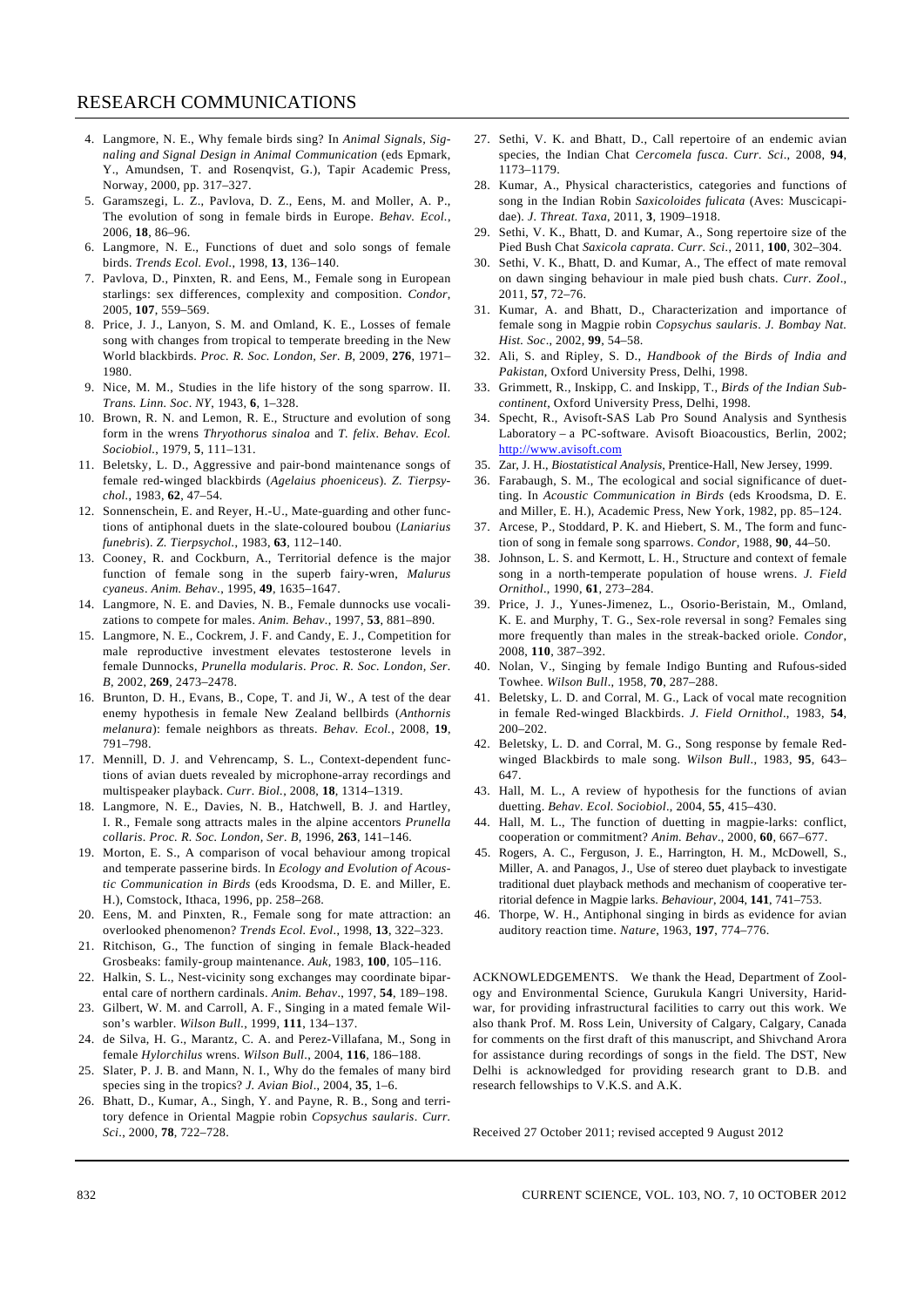4. Langmore, N. E., Why female birds sing? In *Animal Signals, Signaling and Signal Design in Animal Communication* (eds Epmark, Y., Amundsen, T. and Rosenqvist, G.), Tapir Academic Press, Norway, 2000, pp. 317–327.
5. Garamszegi, L. Z., Pavlova, D. Z., Eens, M. and Moller, A. P., The evolution of song in female birds in Europe. *Behav. Ecol.*, 2006, **18**, 86–96.
6. Langmore, N. E., Functions of duet and solo songs of female birds. *Trends Ecol. Evol.*, 1998, **13**, 136–140.
7. Pavlova, D., Pinxten, R. and Eens, M., Female song in European starlings: sex differences, complexity and composition. *Condor*, 2005, **107**, 559–569.
8. Price, J. J., Lanyon, S. M. and Omland, K. E., Losses of female song with changes from tropical to temperate breeding in the New World blackbirds. *Proc. R. Soc. London, Ser. B*, 2009, **276**, 1971–1980.
9. Nice, M. M., Studies in the life history of the song sparrow. II. *Trans. Linn. Soc*. *NY*, 1943, **6**, 1–328.
10. Brown, R. N. and Lemon, R. E., Structure and evolution of song form in the wrens *Thryothorus sinaloa* and *T. felix*. *Behav. Ecol. Sociobiol.*, 1979, **5**, 111–131.
11. Beletsky, L. D., Aggressive and pair-bond maintenance songs of female red-winged blackbirds (*Agelaius phoeniceus*). *Z. Tierpsychol.*, 1983, **62**, 47–54.
12. Sonnenschein, E. and Reyer, H.-U., Mate-guarding and other functions of antiphonal duets in the slate-coloured boubou (*Laniarius funebris*). *Z. Tierpsychol.*, 1983, **63**, 112–140.
13. Cooney, R. and Cockburn, A., Territorial defence is the major function of female song in the superb fairy-wren, *Malurus cyaneus*. *Anim. Behav*., 1995, **49**, 1635–1647.
14. Langmore, N. E. and Davies, N. B., Female dunnocks use vocalizations to compete for males. *Anim. Behav.*, 1997, **53**, 881–890.
15. Langmore, N. E., Cockrem, J. F. and Candy, E. J., Competition for male reproductive investment elevates testosterone levels in female Dunnocks, *Prunella modularis*. *Proc. R. Soc. London, Ser. B*, 2002, **269**, 2473–2478.
16. Brunton, D. H., Evans, B., Cope, T. and Ji, W., A test of the dear enemy hypothesis in female New Zealand bellbirds (*Anthornis melanura*): female neighbors as threats. *Behav. Ecol.*, 2008, **19**, 791–798.
17. Mennill, D. J. and Vehrencamp, S. L., Context-dependent functions of avian duets revealed by microphone-array recordings and multispeaker playback. *Curr. Biol.*, 2008, **18**, 1314–1319.
18. Langmore, N. E., Davies, N. B., Hatchwell, B. J. and Hartley, I. R., Female song attracts males in the alpine accentors *Prunella collaris*. *Proc. R. Soc. London, Ser. B*, 1996, **263**, 141–146.
19. Morton, E. S., A comparison of vocal behaviour among tropical and temperate passerine birds. In *Ecology and Evolution of Acoustic Communication in Birds* (eds Kroodsma, D. E. and Miller, E. H.), Comstock, Ithaca, 1996, pp. 258–268.
20. Eens, M. and Pinxten, R., Female song for mate attraction: an overlooked phenomenon? *Trends Ecol. Evol.*, 1998, **13**, 322–323.
21. Ritchison, G., The function of singing in female Black-headed Grosbeaks: family-group maintenance. *Auk*, 1983, **100**, 105–116.
22. Halkin, S. L., Nest-vicinity song exchanges may coordinate biparental care of northern cardinals. *Anim. Behav*., 1997, **54**, 189–198.
23. Gilbert, W. M. and Carroll, A. F., Singing in a mated female Wilson's warbler. *Wilson Bull.*, 1999, **111**, 134–137.
24. de Silva, H. G., Marantz, C. A. and Perez-Villafana, M., Song in female *Hylorchilus* wrens. *Wilson Bull*., 2004, **116**, 186–188.
25. Slater, P. J. B. and Mann, N. I., Why do the females of many bird species sing in the tropics? *J. Avian Biol*., 2004, **35**, 1–6.
26. Bhatt, D., Kumar, A., Singh, Y. and Payne, R. B., Song and territory defence in Oriental Magpie robin *Copsychus saularis*. *Curr. Sci.*, 2000, **78**, 722–728.
27. Sethi, V. K. and Bhatt, D., Call repertoire of an endemic avian species, the Indian Chat *Cercomela fusca*. *Curr. Sci*., 2008, **94**, 1173–1179.
28. Kumar, A., Physical characteristics, categories and functions of song in the Indian Robin *Saxicoloides fulicata* (Aves: Muscicapidae). *J. Threat. Taxa*, 2011, **3**, 1909–1918.
29. Sethi, V. K., Bhatt, D. and Kumar, A., Song repertoire size of the Pied Bush Chat *Saxicola caprata*. *Curr. Sci.*, 2011, **100**, 302–304.
30. Sethi, V. K., Bhatt, D. and Kumar, A., The effect of mate removal on dawn singing behaviour in male pied bush chats. *Curr. Zool*., 2011, **57**, 72–76.
31. Kumar, A. and Bhatt, D., Characterization and importance of female song in Magpie robin *Copsychus saularis*. *J. Bombay Nat. Hist. Soc*., 2002, **99**, 54–58.
32. Ali, S. and Ripley, S. D., *Handbook of the Birds of India and Pakistan*, Oxford University Press, Delhi, 1998.
33. Grimmett, R., Inskipp, C. and Inskipp, T., *Birds of the Indian Subcontinent*, Oxford University Press, Delhi, 1998.
34. Specht, R., Avisoft-SAS Lab Pro Sound Analysis and Synthesis Laboratory – a PC-software. Avisoft Bioacoustics, Berlin, 2002; http://www.avisoft.com
35. Zar, J. H., *Biostatistical Analysis*, Prentice-Hall, New Jersey, 1999.
36. Farabaugh, S. M., The ecological and social significance of duetting. In *Acoustic Communication in Birds* (eds Kroodsma, D. E. and Miller, E. H.), Academic Press, New York, 1982, pp. 85–124.
37. Arcese, P., Stoddard, P. K. and Hiebert, S. M., The form and function of song in female song sparrows. *Condor*, 1988, **90**, 44–50.
38. Johnson, L. S. and Kermott, L. H., Structure and context of female song in a north-temperate population of house wrens. *J. Field Ornithol*., 1990, **61**, 273–284.
39. Price, J. J., Yunes-Jimenez, L., Osorio-Beristain, M., Omland, K. E. and Murphy, T. G., Sex-role reversal in song? Females sing more frequently than males in the streak-backed oriole. *Condor*, 2008, **110**, 387–392.
40. Nolan, V., Singing by female Indigo Bunting and Rufous-sided Towhee. *Wilson Bull*., 1958, **70**, 287–288.
41. Beletsky, L. D. and Corral, M. G., Lack of vocal mate recognition in female Red-winged Blackbirds. *J. Field Ornithol*., 1983, **54**, 200–202.
42. Beletsky, L. D. and Corral, M. G., Song response by female Red-winged Blackbirds to male song. *Wilson Bull.*, 1983, **95**, 643–647.
43. Hall, M. L., A review of hypothesis for the functions of avian duetting. *Behav*. *Ecol. Sociobiol*., 2004, **55**, 415–430.
44. Hall, M. L., The function of duetting in magpie-larks: conflict, cooperation or commitment? *Anim. Behav*., 2000, **60**, 667–677.
45. Rogers, A. C., Ferguson, J. E., Harrington, H. M., McDowell, S., Miller, A. and Panagos, J., Use of stereo duet playback to investigate traditional duet playback methods and mechanism of cooperative territorial defence in Magpie larks. *Behaviour*, 2004, **141**, 741–753.
46. Thorpe, W. H., Antiphonal singing in birds as evidence for avian auditory reaction time. *Nature*, 1963, **197**, 774–776.

ACKNOWLEDGEMENTS. We thank the Head, Department of Zoology and Environmental Science, Gurukula Kangri University, Haridwar, for providing infrastructural facilities to carry out this work. We also thank Prof. M. Ross Lein, University of Calgary, Calgary, Canada for comments on the first draft of this manuscript, and Shivchand Arora for assistance during recordings of songs in the field. The DST, New Delhi is acknowledged for providing research grant to D.B. and research fellowships to V.K.S. and A.K.

Received 27 October 2011; revised accepted 9 August 2012